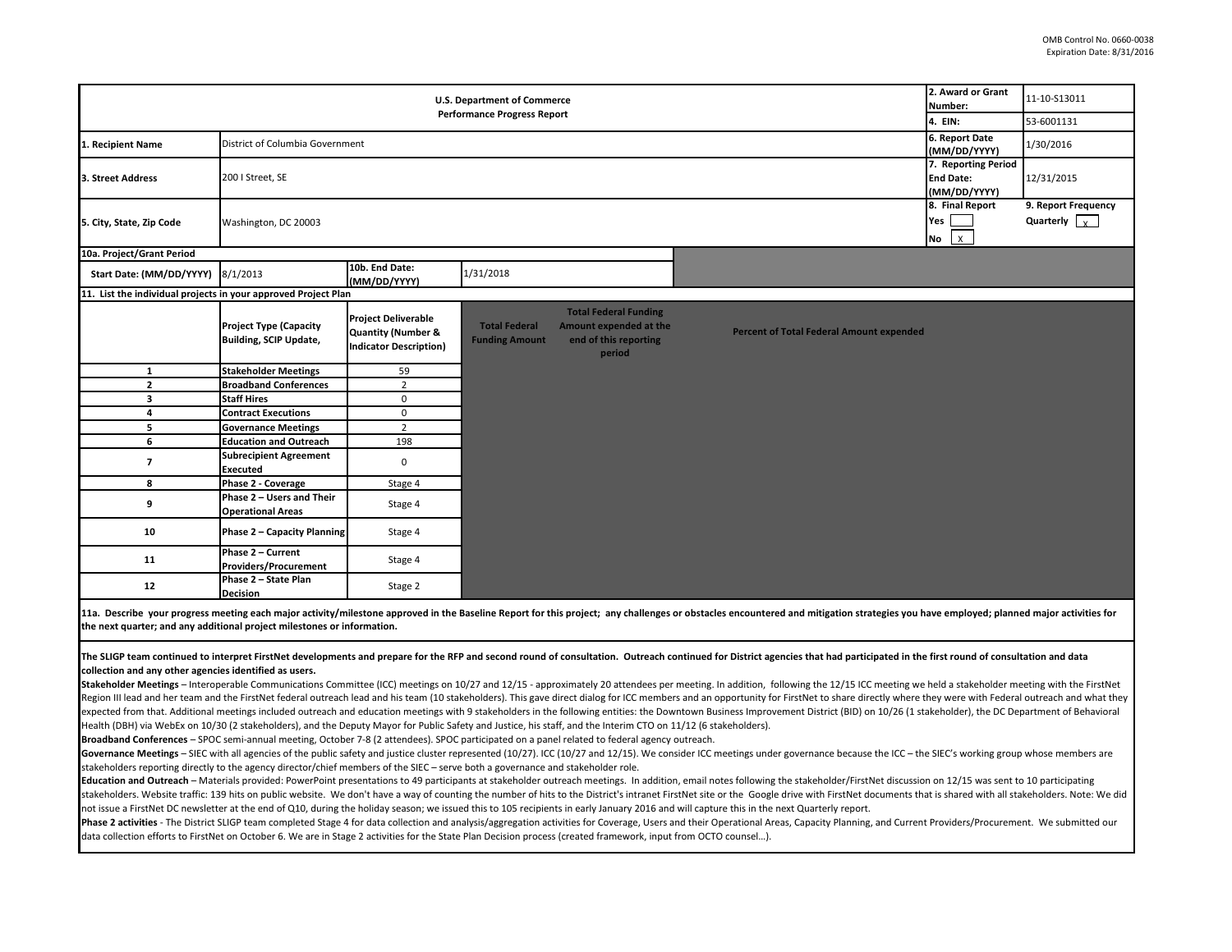OMB Control No. 0660-0038
Expiration Date: 8/31/2016

| U.S. Department of Commerce Performance Progress Report | | 2. Award or Grant Number: | 11-10-S13011 |
|---|---|---|---|
| | | 4. EIN: | 53-6001131 |
| 1. Recipient Name | District of Columbia Government | 6. Report Date (MM/DD/YYYY) | 1/30/2016 |
| 3. Street Address | 200 I Street, SE | 7. Reporting Period End Date: (MM/DD/YYYY) | 12/31/2015 |
| 5. City, State, Zip Code | Washington, DC 20003 | 8. Final Report Yes [ ] No [X] | 9. Report Frequency Quarterly [X] |

**10a. Project/Grant Period**

| Start Date: (MM/DD/YYYY) | 8/1/2013 | 10b. End Date: (MM/DD/YYYY) | 1/31/2018 |
|---|---|---|---|

**11. List the individual projects in your approved Project Plan**

| | Project Type (Capacity Building, SCIP Update, | Project Deliverable Quantity (Number & Indicator Description) | Total Federal Funding Amount | Total Federal Funding Amount expended at the end of this reporting period | Percent of Total Federal Amount expended |
|---|---|---|---|---|---|
| 1 | Stakeholder Meetings | 59 | | | |
| 2 | Broadband Conferences | 2 | | | |
| 3 | Staff Hires | 0 | | | |
| 4 | Contract Executions | 0 | | | |
| 5 | Governance Meetings | 2 | | | |
| 6 | Education and Outreach | 198 | | | |
| 7 | Subrecipient Agreement Executed | 0 | | | |
| 8 | Phase 2 - Coverage | Stage 4 | | | |
| 9 | Phase 2 – Users and Their Operational Areas | Stage 4 | | | |
| 10 | Phase 2 – Capacity Planning | Stage 4 | | | |
| 11 | Phase 2 – Current Providers/Procurement | Stage 4 | | | |
| 12 | Phase 2 – State Plan Decision | Stage 2 | | | |

**11a. Describe your progress meeting each major activity/milestone approved in the Baseline Report for this project; any challenges or obstacles encountered and mitigation strategies you have employed; planned major activities for the next quarter; and any additional project milestones or information.**

**The SLIGP team continued to interpret FirstNet developments and prepare for the RFP and second round of consultation. Outreach continued for District agencies that had participated in the first round of consultation and data collection and any other agencies identified as users.**

**Stakeholder Meetings** – Interoperable Communications Committee (ICC) meetings on 10/27 and 12/15 - approximately 20 attendees per meeting. In addition, following the 12/15 ICC meeting we held a stakeholder meeting with the FirstNet Region III lead and her team and the FirstNet federal outreach lead and his team (10 stakeholders). This gave direct dialog for ICC members and an opportunity for FirstNet to share directly where they were with Federal outreach and what they expected from that. Additional meetings included outreach and education meetings with 9 stakeholders in the following entities: the Downtown Business Improvement District (BID) on 10/26 (1 stakeholder), the DC Department of Behavioral Health (DBH) via WebEx on 10/30 (2 stakeholders), and the Deputy Mayor for Public Safety and Justice, his staff, and the Interim CTO on 11/12 (6 stakeholders).

**Broadband Conferences** – SPOC semi-annual meeting, October 7-8 (2 attendees). SPOC participated on a panel related to federal agency outreach.

**Governance Meetings** – SIEC with all agencies of the public safety and justice cluster represented (10/27). ICC (10/27 and 12/15). We consider ICC meetings under governance because the ICC – the SIEC's working group whose members are stakeholders reporting directly to the agency director/chief members of the SIEC – serve both a governance and stakeholder role.

**Education and Outreach** – Materials provided: PowerPoint presentations to 49 participants at stakeholder outreach meetings. In addition, email notes following the stakeholder/FirstNet discussion on 12/15 was sent to 10 participating stakeholders. Website traffic: 139 hits on public website. We don't have a way of counting the number of hits to the District's intranet FirstNet site or the Google drive with FirstNet documents that is shared with all stakeholders. Note: We did not issue a FirstNet DC newsletter at the end of Q10, during the holiday season; we issued this to 105 recipients in early January 2016 and will capture this in the next Quarterly report.

**Phase 2 activities** - The District SLIGP team completed Stage 4 for data collection and analysis/aggregation activities for Coverage, Users and their Operational Areas, Capacity Planning, and Current Providers/Procurement. We submitted our data collection efforts to FirstNet on October 6. We are in Stage 2 activities for the State Plan Decision process (created framework, input from OCTO counsel…).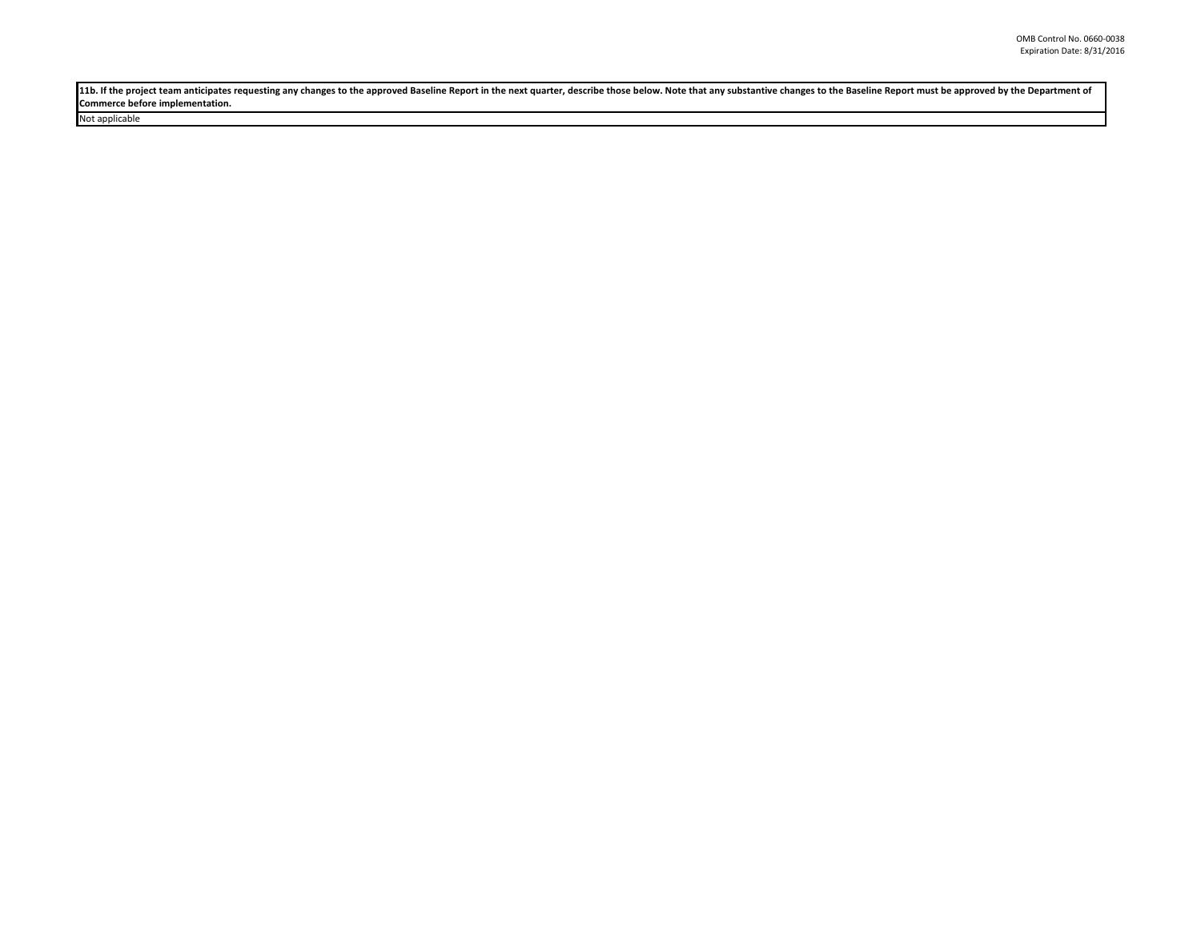| **11b. If the project team anticipates requesting any changes to the approved Baseline Report in the next quarter, describe those below. Note that any substantive changes to the Baseline Report must be approved by the Department of Commerce before implementation.** |
|---|
| Not applicable |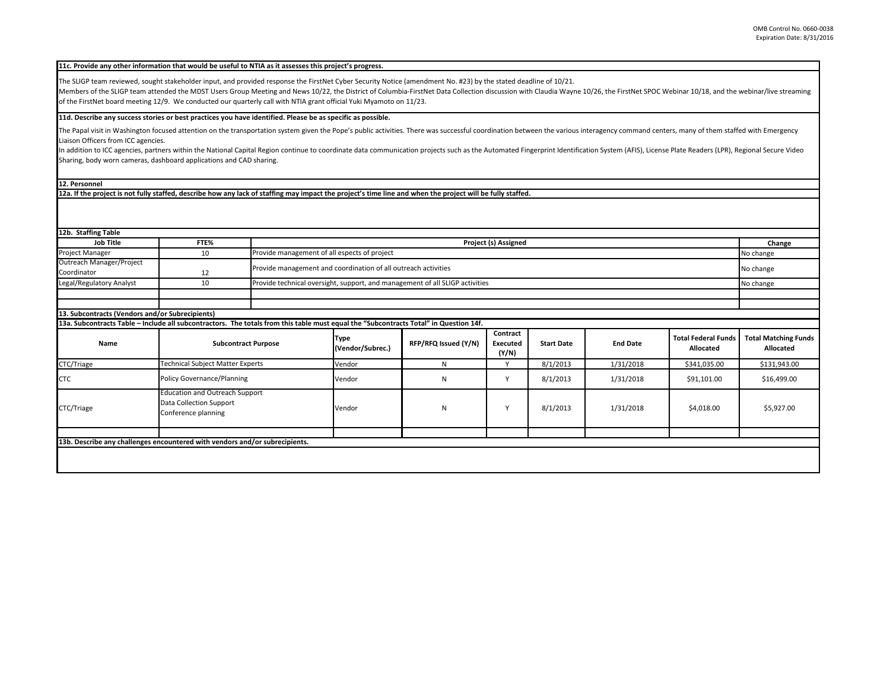**11c. Provide any other information that would be useful to NTIA as it assesses this project's progress.**

The SLIGP team reviewed, sought stakeholder input, and provided response the FirstNet Cyber Security Notice (amendment No. #23) by the stated deadline of 10/21.
Members of the SLIGP team attended the MDST Users Group Meeting and News 10/22, the District of Columbia-FirstNet Data Collection discussion with Claudia Wayne 10/26, the FirstNet SPOC Webinar 10/18, and the webinar/live streaming of the FirstNet board meeting 12/9. We conducted our quarterly call with NTIA grant official Yuki Myamoto on 11/23.

**11d. Describe any success stories or best practices you have identified. Please be as specific as possible.**

The Papal visit in Washington focused attention on the transportation system given the Pope's public activities. There was successful coordination between the various interagency command centers, many of them staffed with Emergency Liaison Officers from ICC agencies.
In addition to ICC agencies, partners within the National Capital Region continue to coordinate data communication projects such as the Automated Fingerprint Identification System (AFIS), License Plate Readers (LPR), Regional Secure Video Sharing, body worn cameras, dashboard applications and CAD sharing.

**12. Personnel**

**12a. If the project is not fully staffed, describe how any lack of staffing may impact the project's time line and when the project will be fully staffed.**

**12b. Staffing Table**

| Job Title | FTE% | Project (s) Assigned | Change |
|---|---|---|---|
| Project Manager | 10 | Provide management of all espects of project | No change |
| Outreach Manager/Project Coordinator | 12 | Provide management and coordination of all outreach activities | No change |
| Legal/Regulatory Analyst | 10 | Provide technical oversight, support, and management of all SLIGP activities | No change |
| | | | |
| | | | |

**13. Subcontracts (Vendors and/or Subrecipients)**

**13a. Subcontracts Table – Include all subcontractors. The totals from this table must equal the "Subcontracts Total" in Question 14f.**

| Name | Subcontract Purpose | Type (Vendor/Subrec.) | RFP/RFQ Issued (Y/N) | Contract Executed (Y/N) | Start Date | End Date | Total Federal Funds Allocated | Total Matching Funds Allocated |
|---|---|---|---|---|---|---|---|---|
| CTC/Triage | Technical Subject Matter Experts | Vendor | N | Y | 8/1/2013 | 1/31/2018 | $341,035.00 | $131,943.00 |
| CTC | Policy Governance/Planning | Vendor | N | Y | 8/1/2013 | 1/31/2018 | $91,101.00 | $16,499.00 |
| CTC/Triage | Education and Outreach Support<br>Data Collection Support<br>Conference planning | Vendor | N | Y | 8/1/2013 | 1/31/2018 | $4,018.00 | $5,927.00 |
| | | | | | | | | |

**13b. Describe any challenges encountered with vendors and/or subrecipients.**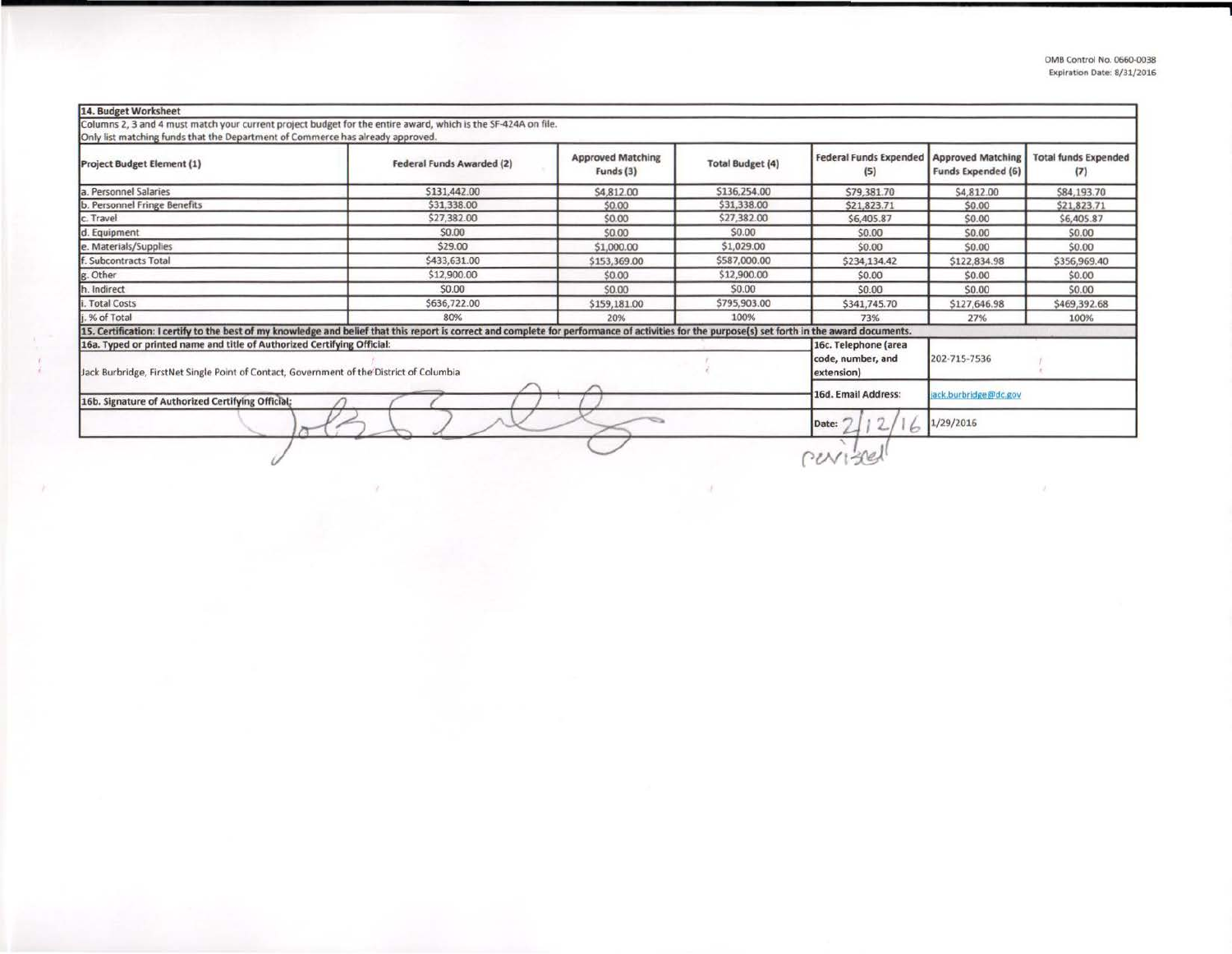OMB Control No. 0660-0038
Expiration Date: 8/31/2016

## 14. Budget Worksheet

Columns 2, 3 and 4 must match your current project budget for the entire award, which is the SF-424A on file.
Only list matching funds that the Department of Commerce has already approved.

| Project Budget Element (1) | Federal Funds Awarded (2) | Approved Matching Funds (3) | Total Budget (4) | Federal Funds Expended (5) | Approved Matching Funds Expended (6) | Total funds Expended (7) |
|---|---|---|---|---|---|---|
| a. Personnel Salaries | $131,442.00 | $4,812.00 | $136,254.00 | $79,381.70 | $4,812.00 | $84,193.70 |
| b. Personnel Fringe Benefits | $31,338.00 | $0.00 | $31,338.00 | $21,823.71 | $0.00 | $21,823.71 |
| c. Travel | $27,382.00 | $0.00 | $27,382.00 | $6,405.87 | $0.00 | $6,405.87 |
| d. Equipment | $0.00 | $0.00 | $0.00 | $0.00 | $0.00 | $0.00 |
| e. Materials/Supplies | $29.00 | $1,000.00 | $1,029.00 | $0.00 | $0.00 | $0.00 |
| f. Subcontracts Total | $433,631.00 | $153,369.00 | $587,000.00 | $234,134.42 | $122,834.98 | $356,969.40 |
| g. Other | $12,900.00 | $0.00 | $12,900.00 | $0.00 | $0.00 | $0.00 |
| h. Indirect | $0.00 | $0.00 | $0.00 | $0.00 | $0.00 | $0.00 |
| i. Total Costs | $636,722.00 | $159,181.00 | $795,903.00 | $341,745.70 | $127,646.98 | $469,392.68 |
| j. % of Total | 80% | 20% | 100% | 73% | 27% | 100% |

**15. Certification: I certify to the best of my knowledge and belief that this report is correct and complete for performance of activities for the purpose(s) set forth in the award documents.**

**16a. Typed or printed name and title of Authorized Certifying Official:**

Jack Burbridge, FirstNet Single Point of Contact, Government of the District of Columbia

**16b. Signature of Authorized Certifying Official:**

**16c. Telephone (area code, number, and extension)** 202-715-7536

**16d. Email Address:** jack.burbridge@dc.gov

**Date:** 2/12/16 revised 1/29/2016